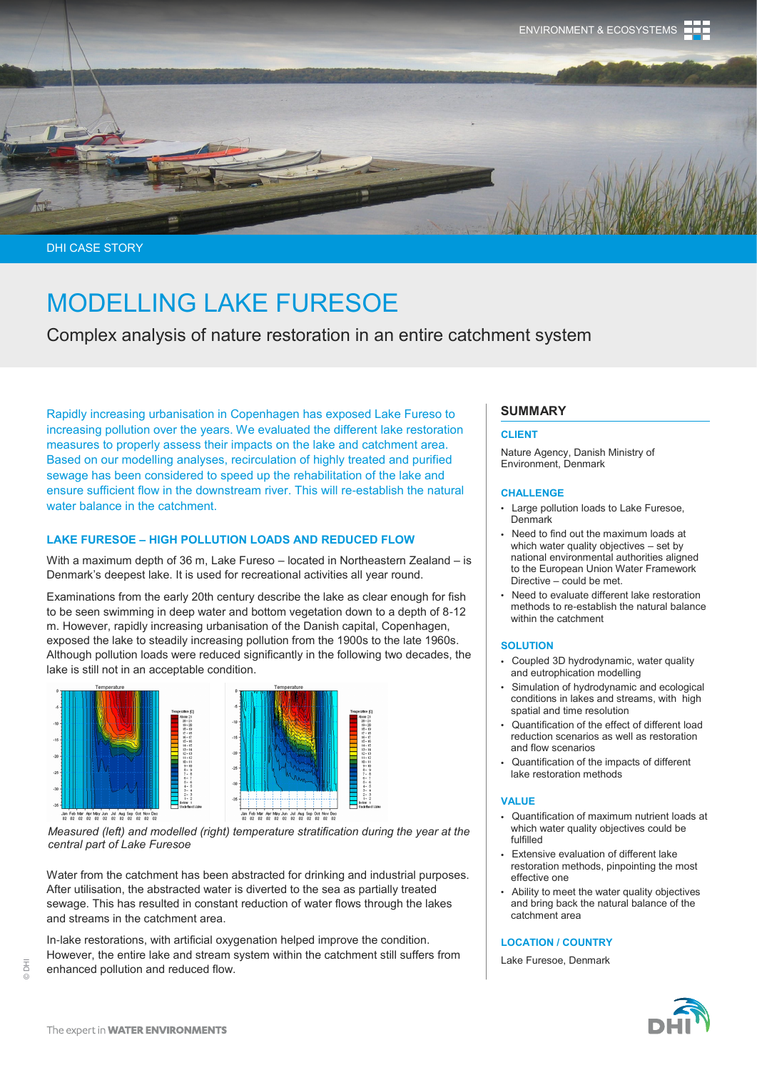ENVIRONMENT & ECOSYSTEMS

DHI CASE STORY

# MODELLING LAKE FURESOE

## Complex analysis of nature restoration in an entire catchment system

Rapidly increasing urbanisation in Copenhagen has exposed Lake Fureso to increasing pollution over the years. We evaluated the different lake restoration measures to properly assess their impacts on the lake and catchment area. Based on our modelling analyses, recirculation of highly treated and purified sewage has been considered to speed up the rehabilitation of the lake and ensure sufficient flow in the downstream river. This will re-establish the natural water balance in the catchment.

### LAKE FURESOE – HIGH POLLUTION LOADS AND REDUCED FLOW

With a maximum depth of 36 m, Lake Fureso – located in Northeastern Zealand – is Denmark's deepest lake. It is used for recreational activities all year round.

Examinations from the early 20th century describe the lake as clear enough for fish to be seen swimming in deep water and bottom vegetation down to a depth of 8-12 m. However, rapidly increasing urbanisation of the Danish capital, Copenhagen, exposed the lake to steadily increasing pollution from the 1900s to the late 1960s. Although pollution loads were reduced significantly in the following two decades, the lake is still not in an acceptable condition.

*Measured (left) and modelled (right) temperature stratification during the year at the central part of Lake Furesoe*

Water from the catchment has been abstracted for drinking and industrial purposes. After utilisation, the abstracted water is diverted to the sea as partially treated sewage. This has resulted in constant reduction of water flows through the lakes and streams in the catchment area.

In-lake restorations, with artificial oxygenation helped improve the condition. However, the entire lake and stream system within the catchment still suffers from enhanced pollution and reduced flow.

## SUMMARY

### CLIENT

Nature Agency, Danish Ministry of Environment, Denmark

### CHALLENGE

- Large pollution loads to Lake Furesoe, Denmark
- Need to find out the maximum loads at which water quality objectives – set by national environmental authorities aligned to the European Union Water Framework Directive – could be met.
- Need to evaluate different lake restoration methods to re-establish the natural balance within the catchment

### SOLUTION

- Coupled 3D hydrodynamic, water quality and eutrophication modelling
- Simulation of hydrodynamic and ecological conditions in lakes and streams, with high spatial and time resolution
- Quantification of the effect of different load reduction scenarios as well as restoration and flow scenarios
- Quantification of the impacts of different lake restoration methods

### VALUE

- Quantification of maximum nutrient loads at which water quality objectives could be fulfilled
- Extensive evaluation of different lake restoration methods, pinpointing the most effective one
- Ability to meet the water quality objectives and bring back the natural balance of the catchment area

### LOCATION / COUNTRY

Lake Furesoe, Denmark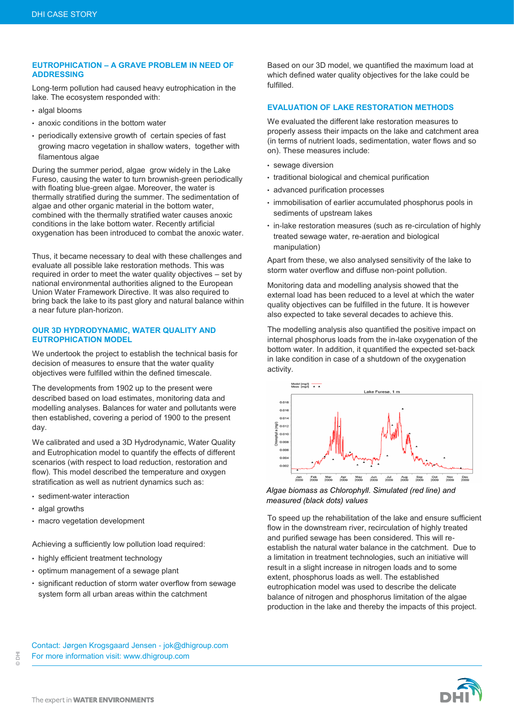## EUTROPHICATION – A GRAVE PROBLEM IN NEED OF ADDRESSING

Long-term pollution had caused heavy eutrophication in the lake. The ecosystem responded with:

- algal blooms
- anoxic conditions in the bottom water
- periodically extensive growth of certain species of fast growing macro vegetation in shallow waters, together with filamentous algae

During the summer period, algae grow widely in the Lake Fureso, causing the water to turn brownish-green periodically with floating blue-green algae. Moreover, the water is thermally stratified during the summer. The sedimentation of algae and other organic material in the bottom water, combined with the thermally stratified water causes anoxic conditions in the lake bottom water. Recently artificial oxygenation has been introduced to combat the anoxic water.

Thus, it became necessary to deal with these challenges and evaluate all possible lake restoration methods. This was required in order to meet the water quality objectives – set by national environmental authorities aligned to the European Union Water Framework Directive. It was also required to bring back the lake to its past glory and natural balance within a near future plan-horizon.

## OUR 3D HYDRODYNAMIC, WATER QUALITY AND EUTROPHICATION MODEL

We undertook the project to establish the technical basis for decision of measures to ensure that the water quality objectives were fulfilled within the defined timescale.

The developments from 1902 up to the present were described based on load estimates, monitoring data and modelling analyses. Balances for water and pollutants were then established, covering a period of 1900 to the present day.

We calibrated and used a 3D Hydrodynamic, Water Quality and Eutrophication model to quantify the effects of different scenarios (with respect to load reduction, restoration and flow). This model described the temperature and oxygen stratification as well as nutrient dynamics such as:

- sediment-water interaction
- algal growths
- macro vegetation development

Achieving a sufficiently low pollution load required:

- highly efficient treatment technology
- optimum management of a sewage plant
- significant reduction of storm water overflow from sewage system form all urban areas within the catchment

Based on our 3D model, we quantified the maximum load at which defined water quality objectives for the lake could be fulfilled.

## EVALUATION OF LAKE RESTORATION METHODS

We evaluated the different lake restoration measures to properly assess their impacts on the lake and catchment area (in terms of nutrient loads, sedimentation, water flows and so on). These measures include:

- sewage diversion
- traditional biological and chemical purification
- advanced purification processes
- immobilisation of earlier accumulated phosphorus pools in sediments of upstream lakes
- in-lake restoration measures (such as re-circulation of highly treated sewage water, re-aeration and biological manipulation)

Apart from these, we also analysed sensitivity of the lake to storm water overflow and diffuse non-point pollution.

Monitoring data and modelling analysis showed that the external load has been reduced to a level at which the water quality objectives can be fulfilled in the future. It is however also expected to take several decades to achieve this.

The modelling analysis also quantified the positive impact on internal phosphorus loads from the in-lake oxygenation of the bottom water. In addition, it quantified the expected set-back in lake condition in case of a shutdown of the oxygenation activity.

Model [mg/l]
Meas [mg/l]
Lake Furesø, 1 m
Chlorophyll a (mg/l)
0.018
0.016
0.014
0.012
0.010
0.008
0.006
0.004
0.002
Jan 2009 Feb 2009 Mar 2009 Apr 2009 May 2009 Jun 2009 Jul 2009 Aug 2009 Sep 2009 Oct 2009 Nov 2009 Dec 2009

*Algae biomass as Chlorophyll. Simulated (red line) and measured (black dots) values*

To speed up the rehabilitation of the lake and ensure sufficient flow in the downstream river, recirculation of highly treated and purified sewage has been considered. This will re-establish the natural water balance in the catchment. Due to a limitation in treatment technologies, such an initiative will result in a slight increase in nitrogen loads and to some extent, phosphorus loads as well. The established eutrophication model was used to describe the delicate balance of nitrogen and phosphorus limitation of the algae production in the lake and thereby the impacts of this project.

Contact: Jørgen Krogsgaard Jensen - jok@dhigroup.com
For more information visit: www.dhigroup.com